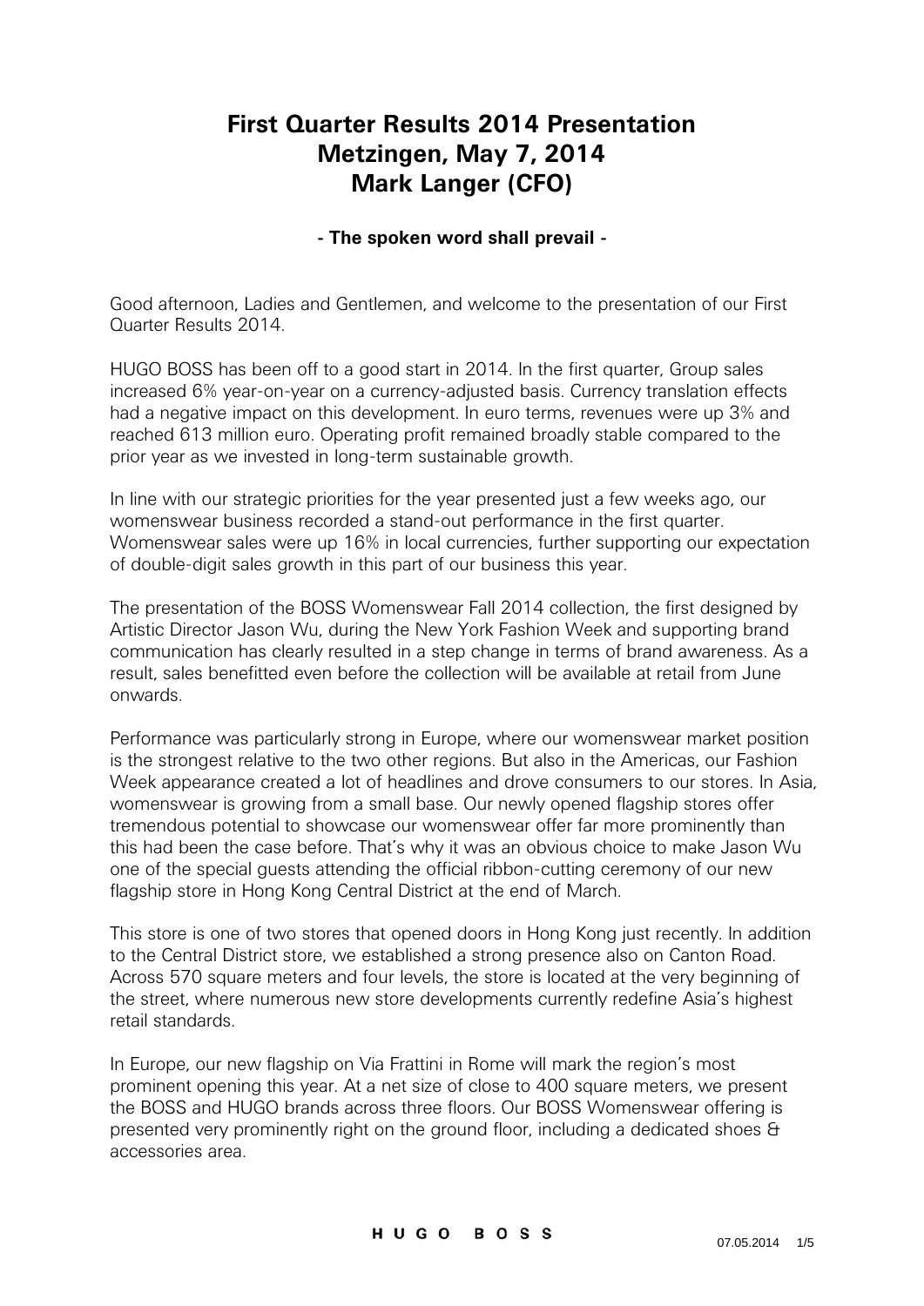# First Quarter Results 2014 Presentation
# Metzingen, May 7, 2014
# Mark Langer (CFO)

**- The spoken word shall prevail -**

Good afternoon, Ladies and Gentlemen, and welcome to the presentation of our First Quarter Results 2014.

HUGO BOSS has been off to a good start in 2014. In the first quarter, Group sales increased 6% year-on-year on a currency-adjusted basis. Currency translation effects had a negative impact on this development. In euro terms, revenues were up 3% and reached 613 million euro. Operating profit remained broadly stable compared to the prior year as we invested in long-term sustainable growth.

In line with our strategic priorities for the year presented just a few weeks ago, our womenswear business recorded a stand-out performance in the first quarter. Womenswear sales were up 16% in local currencies, further supporting our expectation of double-digit sales growth in this part of our business this year.

The presentation of the BOSS Womenswear Fall 2014 collection, the first designed by Artistic Director Jason Wu, during the New York Fashion Week and supporting brand communication has clearly resulted in a step change in terms of brand awareness. As a result, sales benefitted even before the collection will be available at retail from June onwards.

Performance was particularly strong in Europe, where our womenswear market position is the strongest relative to the two other regions. But also in the Americas, our Fashion Week appearance created a lot of headlines and drove consumers to our stores. In Asia, womenswear is growing from a small base. Our newly opened flagship stores offer tremendous potential to showcase our womenswear offer far more prominently than this had been the case before. That's why it was an obvious choice to make Jason Wu one of the special guests attending the official ribbon-cutting ceremony of our new flagship store in Hong Kong Central District at the end of March.

This store is one of two stores that opened doors in Hong Kong just recently. In addition to the Central District store, we established a strong presence also on Canton Road. Across 570 square meters and four levels, the store is located at the very beginning of the street, where numerous new store developments currently redefine Asia's highest retail standards.

In Europe, our new flagship on Via Frattini in Rome will mark the region's most prominent opening this year. At a net size of close to 400 square meters, we present the BOSS and HUGO brands across three floors. Our BOSS Womenswear offering is presented very prominently right on the ground floor, including a dedicated shoes & accessories area.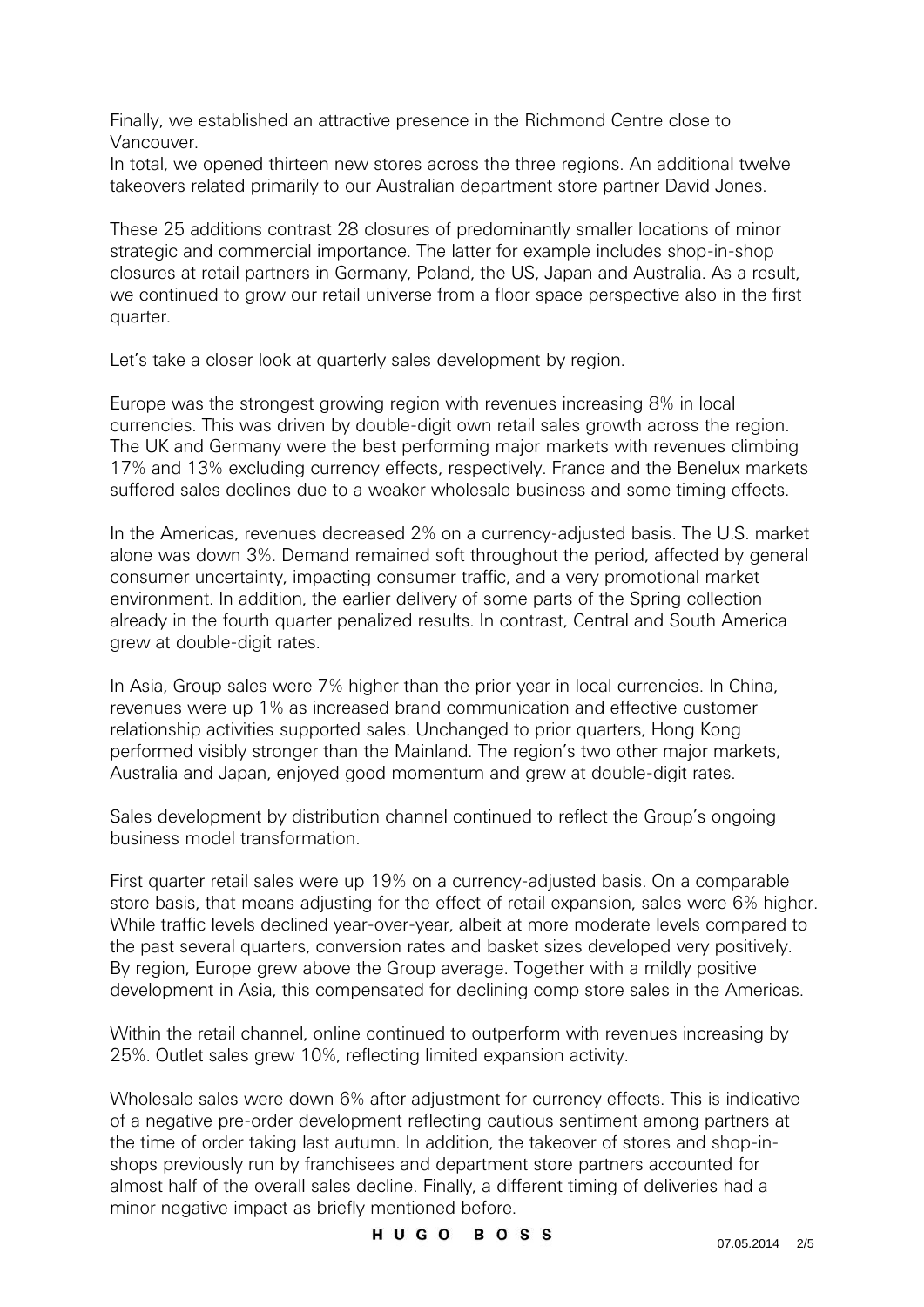Finally, we established an attractive presence in the Richmond Centre close to Vancouver.

In total, we opened thirteen new stores across the three regions. An additional twelve takeovers related primarily to our Australian department store partner David Jones.

These 25 additions contrast 28 closures of predominantly smaller locations of minor strategic and commercial importance. The latter for example includes shop-in-shop closures at retail partners in Germany, Poland, the US, Japan and Australia. As a result, we continued to grow our retail universe from a floor space perspective also in the first quarter.

Let's take a closer look at quarterly sales development by region.

Europe was the strongest growing region with revenues increasing 8% in local currencies. This was driven by double-digit own retail sales growth across the region. The UK and Germany were the best performing major markets with revenues climbing 17% and 13% excluding currency effects, respectively. France and the Benelux markets suffered sales declines due to a weaker wholesale business and some timing effects.

In the Americas, revenues decreased 2% on a currency-adjusted basis. The U.S. market alone was down 3%. Demand remained soft throughout the period, affected by general consumer uncertainty, impacting consumer traffic, and a very promotional market environment. In addition, the earlier delivery of some parts of the Spring collection already in the fourth quarter penalized results. In contrast, Central and South America grew at double-digit rates.

In Asia, Group sales were 7% higher than the prior year in local currencies. In China, revenues were up 1% as increased brand communication and effective customer relationship activities supported sales. Unchanged to prior quarters, Hong Kong performed visibly stronger than the Mainland. The region's two other major markets, Australia and Japan, enjoyed good momentum and grew at double-digit rates.

Sales development by distribution channel continued to reflect the Group's ongoing business model transformation.

First quarter retail sales were up 19% on a currency-adjusted basis. On a comparable store basis, that means adjusting for the effect of retail expansion, sales were 6% higher. While traffic levels declined year-over-year, albeit at more moderate levels compared to the past several quarters, conversion rates and basket sizes developed very positively. By region, Europe grew above the Group average. Together with a mildly positive development in Asia, this compensated for declining comp store sales in the Americas.

Within the retail channel, online continued to outperform with revenues increasing by 25%. Outlet sales grew 10%, reflecting limited expansion activity.

Wholesale sales were down 6% after adjustment for currency effects. This is indicative of a negative pre-order development reflecting cautious sentiment among partners at the time of order taking last autumn. In addition, the takeover of stores and shop-in-shops previously run by franchisees and department store partners accounted for almost half of the overall sales decline. Finally, a different timing of deliveries had a minor negative impact as briefly mentioned before.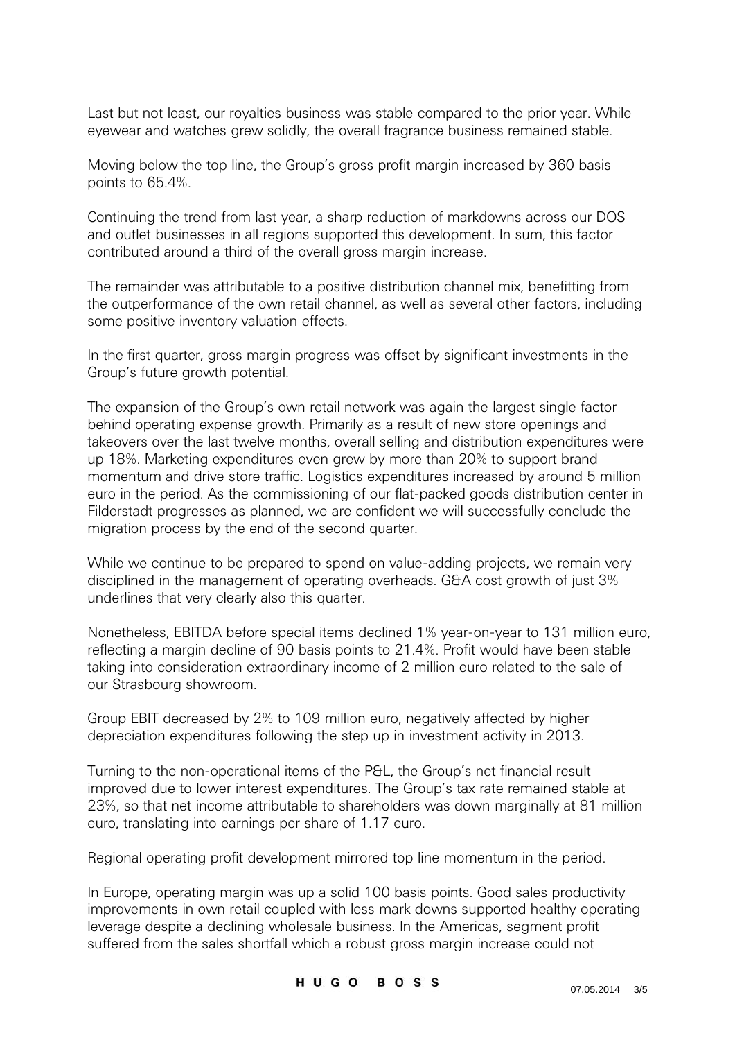Last but not least, our royalties business was stable compared to the prior year. While eyewear and watches grew solidly, the overall fragrance business remained stable.

Moving below the top line, the Group's gross profit margin increased by 360 basis points to 65.4%.

Continuing the trend from last year, a sharp reduction of markdowns across our DOS and outlet businesses in all regions supported this development. In sum, this factor contributed around a third of the overall gross margin increase.

The remainder was attributable to a positive distribution channel mix, benefitting from the outperformance of the own retail channel, as well as several other factors, including some positive inventory valuation effects.

In the first quarter, gross margin progress was offset by significant investments in the Group's future growth potential.

The expansion of the Group's own retail network was again the largest single factor behind operating expense growth. Primarily as a result of new store openings and takeovers over the last twelve months, overall selling and distribution expenditures were up 18%. Marketing expenditures even grew by more than 20% to support brand momentum and drive store traffic. Logistics expenditures increased by around 5 million euro in the period. As the commissioning of our flat-packed goods distribution center in Filderstadt progresses as planned, we are confident we will successfully conclude the migration process by the end of the second quarter.

While we continue to be prepared to spend on value-adding projects, we remain very disciplined in the management of operating overheads. G&A cost growth of just 3% underlines that very clearly also this quarter.

Nonetheless, EBITDA before special items declined 1% year-on-year to 131 million euro, reflecting a margin decline of 90 basis points to 21.4%. Profit would have been stable taking into consideration extraordinary income of 2 million euro related to the sale of our Strasbourg showroom.

Group EBIT decreased by 2% to 109 million euro, negatively affected by higher depreciation expenditures following the step up in investment activity in 2013.

Turning to the non-operational items of the P&L, the Group's net financial result improved due to lower interest expenditures. The Group's tax rate remained stable at 23%, so that net income attributable to shareholders was down marginally at 81 million euro, translating into earnings per share of 1.17 euro.

Regional operating profit development mirrored top line momentum in the period.

In Europe, operating margin was up a solid 100 basis points. Good sales productivity improvements in own retail coupled with less mark downs supported healthy operating leverage despite a declining wholesale business. In the Americas, segment profit suffered from the sales shortfall which a robust gross margin increase could not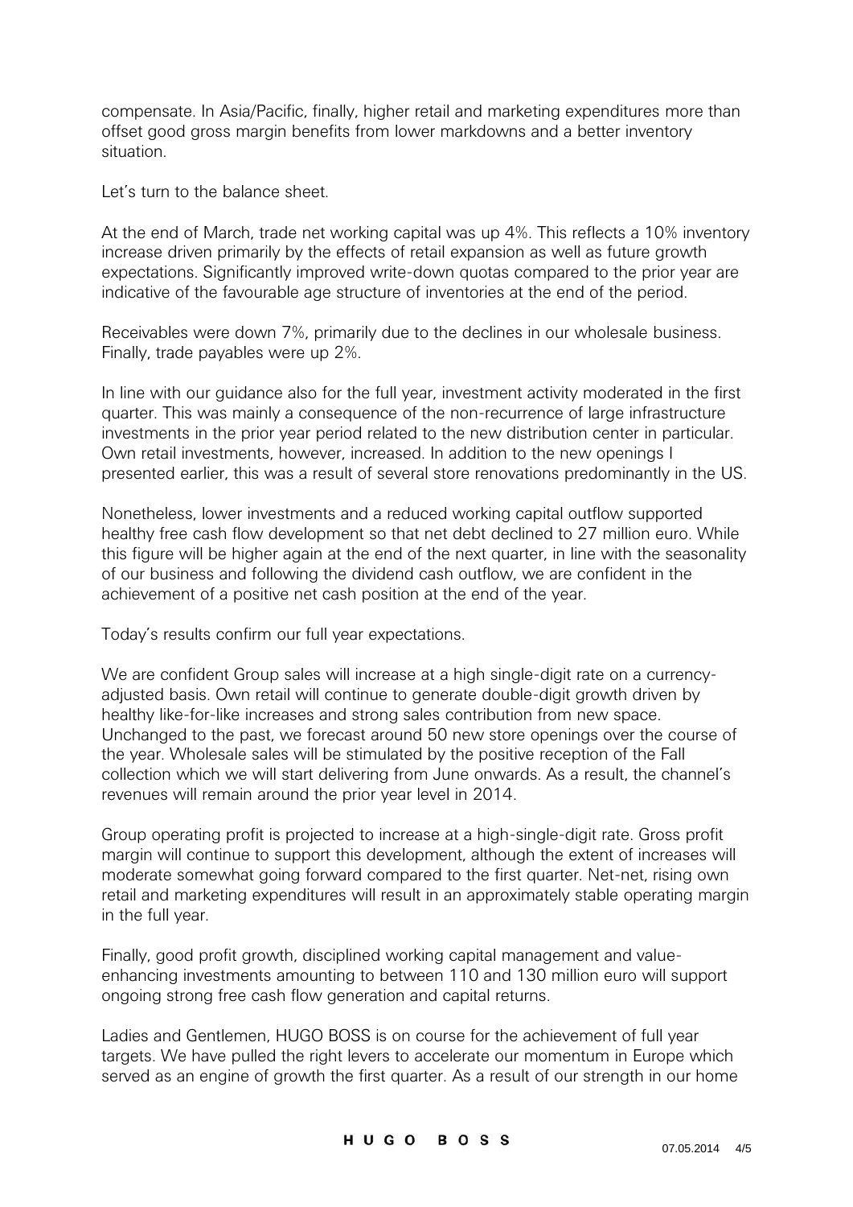compensate. In Asia/Pacific, finally, higher retail and marketing expenditures more than offset good gross margin benefits from lower markdowns and a better inventory situation.

Let's turn to the balance sheet.

At the end of March, trade net working capital was up 4%. This reflects a 10% inventory increase driven primarily by the effects of retail expansion as well as future growth expectations. Significantly improved write-down quotas compared to the prior year are indicative of the favourable age structure of inventories at the end of the period.

Receivables were down 7%, primarily due to the declines in our wholesale business. Finally, trade payables were up 2%.

In line with our guidance also for the full year, investment activity moderated in the first quarter. This was mainly a consequence of the non-recurrence of large infrastructure investments in the prior year period related to the new distribution center in particular. Own retail investments, however, increased. In addition to the new openings I presented earlier, this was a result of several store renovations predominantly in the US.

Nonetheless, lower investments and a reduced working capital outflow supported healthy free cash flow development so that net debt declined to 27 million euro. While this figure will be higher again at the end of the next quarter, in line with the seasonality of our business and following the dividend cash outflow, we are confident in the achievement of a positive net cash position at the end of the year.

Today's results confirm our full year expectations.

We are confident Group sales will increase at a high single-digit rate on a currency-adjusted basis. Own retail will continue to generate double-digit growth driven by healthy like-for-like increases and strong sales contribution from new space. Unchanged to the past, we forecast around 50 new store openings over the course of the year. Wholesale sales will be stimulated by the positive reception of the Fall collection which we will start delivering from June onwards. As a result, the channel's revenues will remain around the prior year level in 2014.

Group operating profit is projected to increase at a high-single-digit rate. Gross profit margin will continue to support this development, although the extent of increases will moderate somewhat going forward compared to the first quarter. Net-net, rising own retail and marketing expenditures will result in an approximately stable operating margin in the full year.

Finally, good profit growth, disciplined working capital management and value-enhancing investments amounting to between 110 and 130 million euro will support ongoing strong free cash flow generation and capital returns.

Ladies and Gentlemen, HUGO BOSS is on course for the achievement of full year targets. We have pulled the right levers to accelerate our momentum in Europe which served as an engine of growth the first quarter. As a result of our strength in our home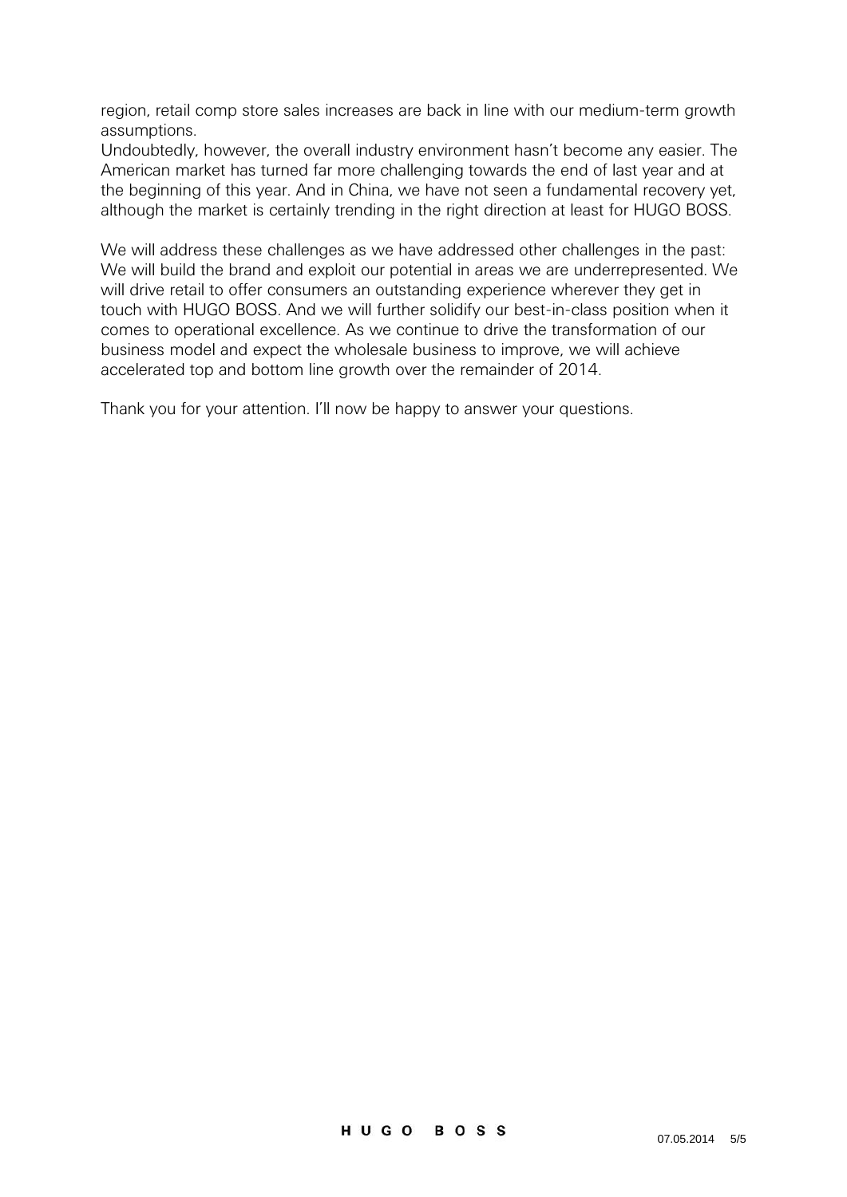region, retail comp store sales increases are back in line with our medium-term growth assumptions.
Undoubtedly, however, the overall industry environment hasn't become any easier. The American market has turned far more challenging towards the end of last year and at the beginning of this year. And in China, we have not seen a fundamental recovery yet, although the market is certainly trending in the right direction at least for HUGO BOSS.

We will address these challenges as we have addressed other challenges in the past: We will build the brand and exploit our potential in areas we are underrepresented. We will drive retail to offer consumers an outstanding experience wherever they get in touch with HUGO BOSS. And we will further solidify our best-in-class position when it comes to operational excellence. As we continue to drive the transformation of our business model and expect the wholesale business to improve, we will achieve accelerated top and bottom line growth over the remainder of 2014.

Thank you for your attention. I'll now be happy to answer your questions.